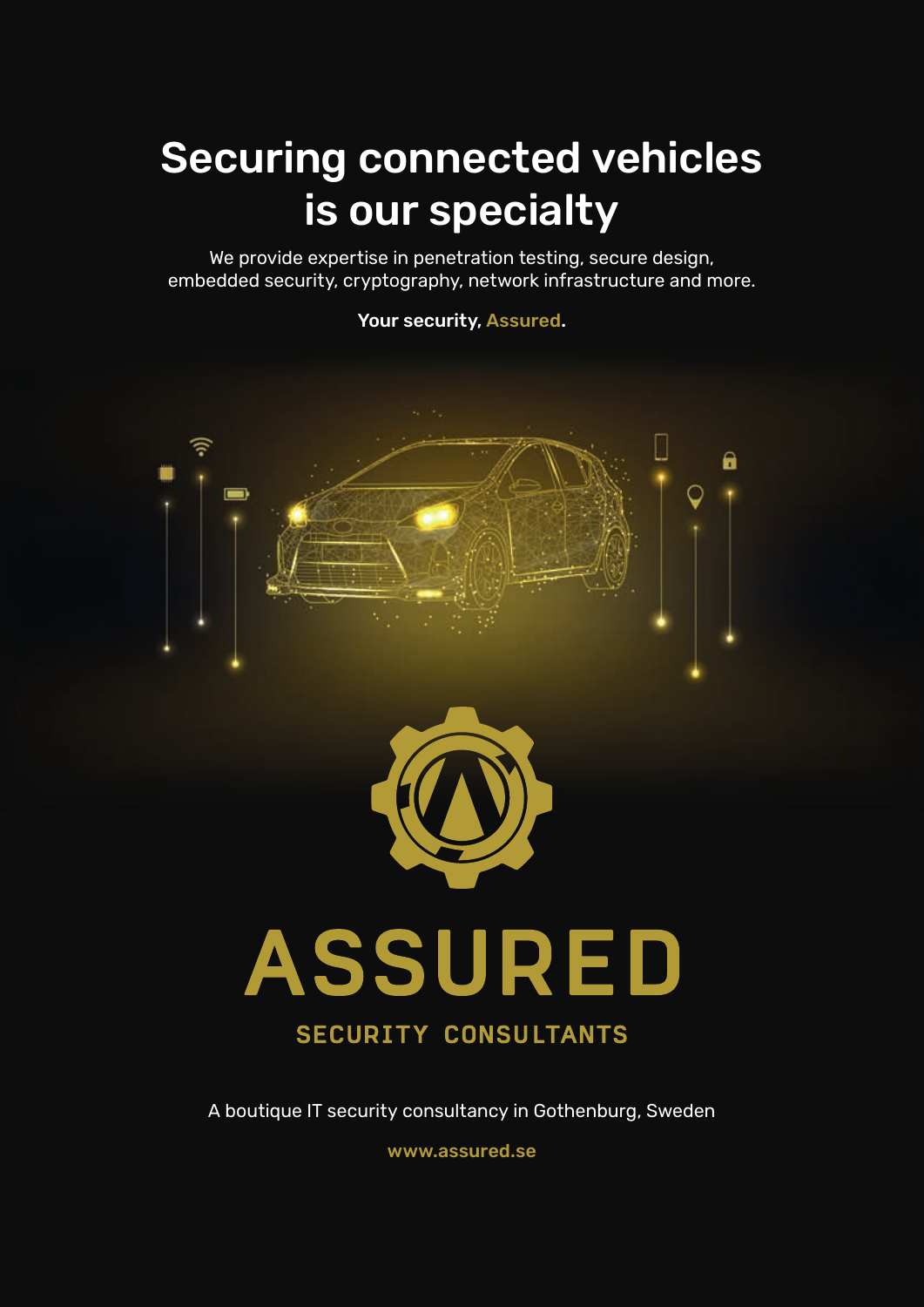# Securing connected vehicles is our specialty

We provide expertise in penetration testing, secure design, embedded security, cryptography, network infrastructure and more.

**Your security, Assured.**

# ASSURED

## SECURITY CONSULTANTS

A boutique IT security consultancy in Gothenburg, Sweden

**www.assured.se**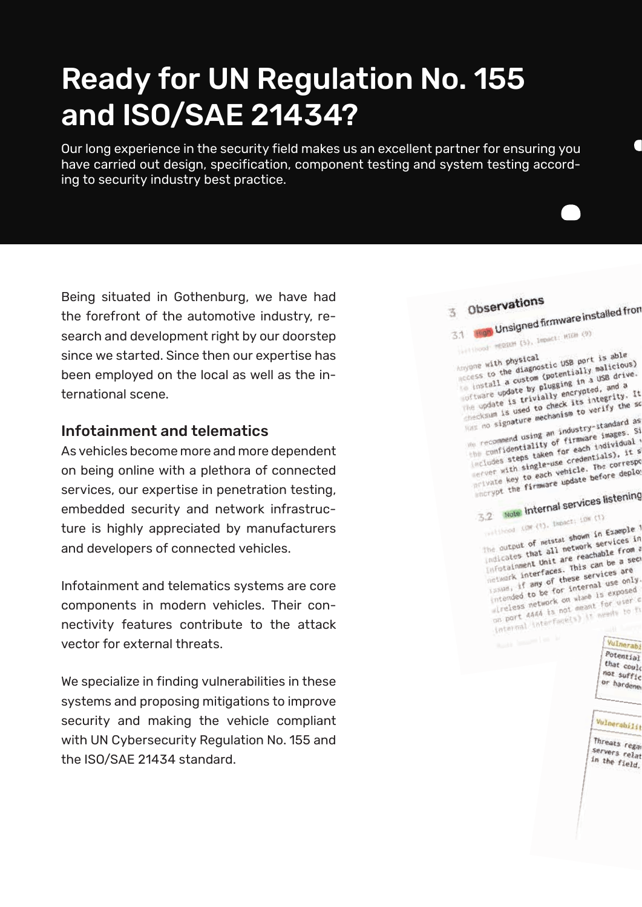# Ready for UN Regulation No. 155 and ISO/SAE 21434?

Our long experience in the security field makes us an excellent partner for ensuring you have carried out design, specification, component testing and system testing according to security industry best practice.

Being situated in Gothenburg, we have had the forefront of the automotive industry, research and development right by our doorstep since we started. Since then our expertise has been employed on the local as well as the international scene.

### Infotainment and telematics

As vehicles become more and more dependent on being online with a plethora of connected services, our expertise in penetration testing, embedded security and network infrastructure is highly appreciated by manufacturers and developers of connected vehicles.

Infotainment and telematics systems are core components in modern vehicles. Their connectivity features contribute to the attack vector for external threats.

We specialize in finding vulnerabilities in these systems and proposing mitigations to improve security and making the vehicle compliant with UN Cybersecurity Regulation No. 155 and the ISO/SAE 21434 standard.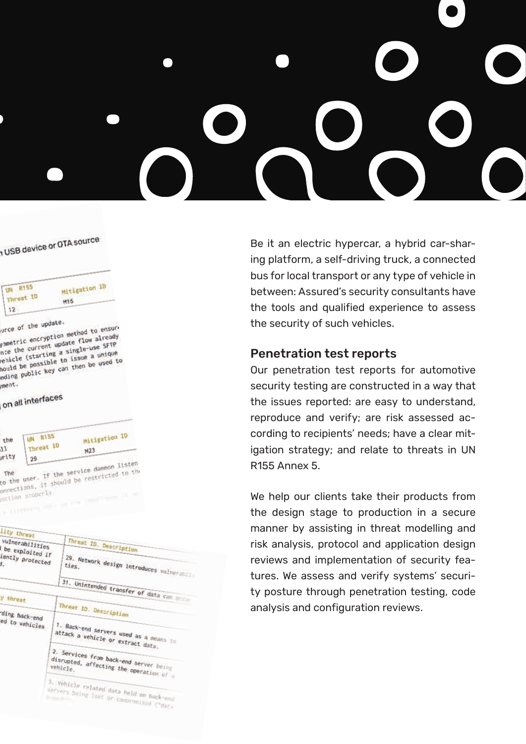Be it an electric hypercar, a hybrid car-sharing platform, a self-driving truck, a connected bus for local transport or any type of vehicle in between: Assured's security consultants have the tools and qualified experience to assess the security of such vehicles.

## Penetration test reports

Our penetration test reports for automotive security testing are constructed in a way that the issues reported: are easy to understand, reproduce and verify; are risk assessed according to recipients' needs; have a clear mitigation strategy; and relate to threats in UN R155 Annex 5.

We help our clients take their products from the design stage to production in a secure manner by assisting in threat modelling and risk analysis, protocol and application design reviews and implementation of security features. We assess and verify systems' security posture through penetration testing, code analysis and configuration reviews.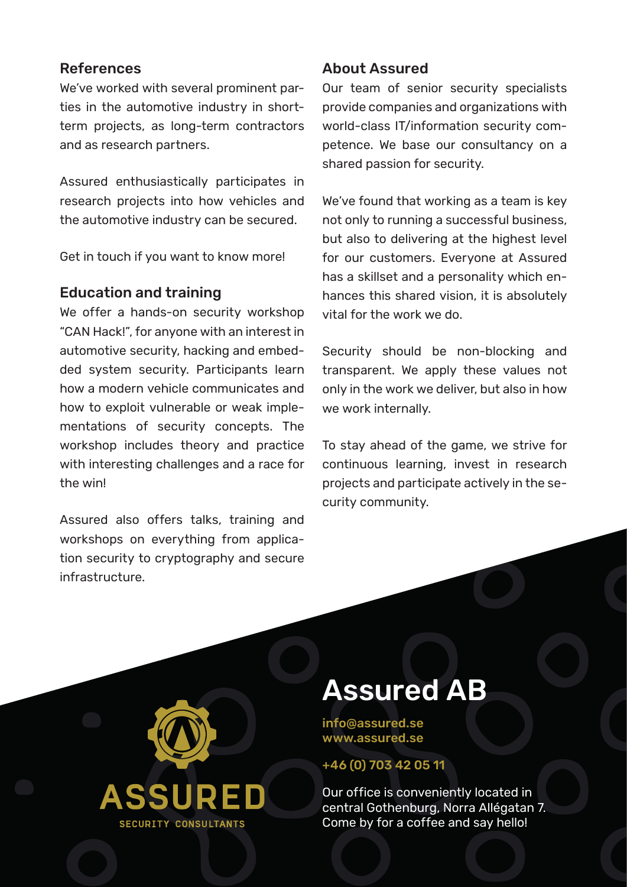## References

We've worked with several prominent parties in the automotive industry in short-term projects, as long-term contractors and as research partners.

Assured enthusiastically participates in research projects into how vehicles and the automotive industry can be secured.

Get in touch if you want to know more!

## Education and training

We offer a hands-on security workshop "CAN Hack!", for anyone with an interest in automotive security, hacking and embedded system security. Participants learn how a modern vehicle communicates and how to exploit vulnerable or weak implementations of security concepts. The workshop includes theory and practice with interesting challenges and a race for the win!

Assured also offers talks, training and workshops on everything from application security to cryptography and secure infrastructure.

## About Assured

Our team of senior security specialists provide companies and organizations with world-class IT/information security competence. We base our consultancy on a shared passion for security.

We've found that working as a team is key not only to running a successful business, but also to delivering at the highest level for our customers. Everyone at Assured has a skillset and a personality which enhances this shared vision, it is absolutely vital for the work we do.

Security should be non-blocking and transparent. We apply these values not only in the work we deliver, but also in how we work internally.

To stay ahead of the game, we strive for continuous learning, invest in research projects and participate actively in the security community.

ASSURED
SECURITY CONSULTANTS

# Assured AB

**info@assured.se**
**www.assured.se**

**+46 (0) 703 42 05 11**

Our office is conveniently located in central Gothenburg, Norra Allégatan 7. Come by for a coffee and say hello!